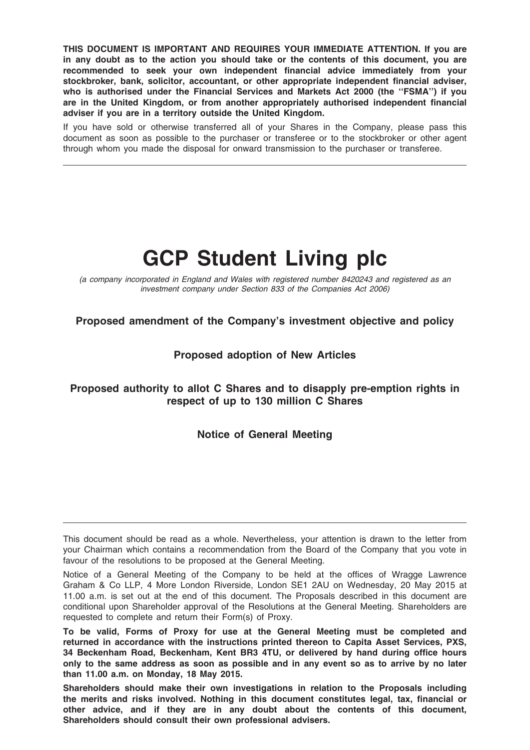**THIS DOCUMENT IS IMPORTANT AND REQUIRES YOUR IMMEDIATE ATTENTION. If you are in any doubt as to the action you should take or the contents of this document, you are recommended to seek your own independent financial advice immediately from your stockbroker, bank, solicitor, accountant, or other appropriate independent financial adviser, who is authorised under the Financial Services and Markets Act 2000 (the "FSMA") if you are in the United Kingdom, or from another appropriately authorised independent financial adviser if you are in a territory outside the United Kingdom.**

If you have sold or otherwise transferred all of your Shares in the Company, please pass this document as soon as possible to the purchaser or transferee or to the stockbroker or other agent through whom you made the disposal for onward transmission to the purchaser or transferee.

---

# GCP Student Living plc

*(a company incorporated in England and Wales with registered number 8420243 and registered as an investment company under Section 833 of the Companies Act 2006)*

**Proposed amendment of the Company's investment objective and policy**

**Proposed adoption of New Articles**

**Proposed authority to allot C Shares and to disapply pre-emption rights in respect of up to 130 million C Shares**

**Notice of General Meeting**

---

This document should be read as a whole. Nevertheless, your attention is drawn to the letter from your Chairman which contains a recommendation from the Board of the Company that you vote in favour of the resolutions to be proposed at the General Meeting.

Notice of a General Meeting of the Company to be held at the offices of Wragge Lawrence Graham & Co LLP, 4 More London Riverside, London SE1 2AU on Wednesday, 20 May 2015 at 11.00 a.m. is set out at the end of this document. The Proposals described in this document are conditional upon Shareholder approval of the Resolutions at the General Meeting. Shareholders are requested to complete and return their Form(s) of Proxy.

**To be valid, Forms of Proxy for use at the General Meeting must be completed and returned in accordance with the instructions printed thereon to Capita Asset Services, PXS, 34 Beckenham Road, Beckenham, Kent BR3 4TU, or delivered by hand during office hours only to the same address as soon as possible and in any event so as to arrive by no later than 11.00 a.m. on Monday, 18 May 2015.**

**Shareholders should make their own investigations in relation to the Proposals including the merits and risks involved. Nothing in this document constitutes legal, tax, financial or other advice, and if they are in any doubt about the contents of this document, Shareholders should consult their own professional advisers.**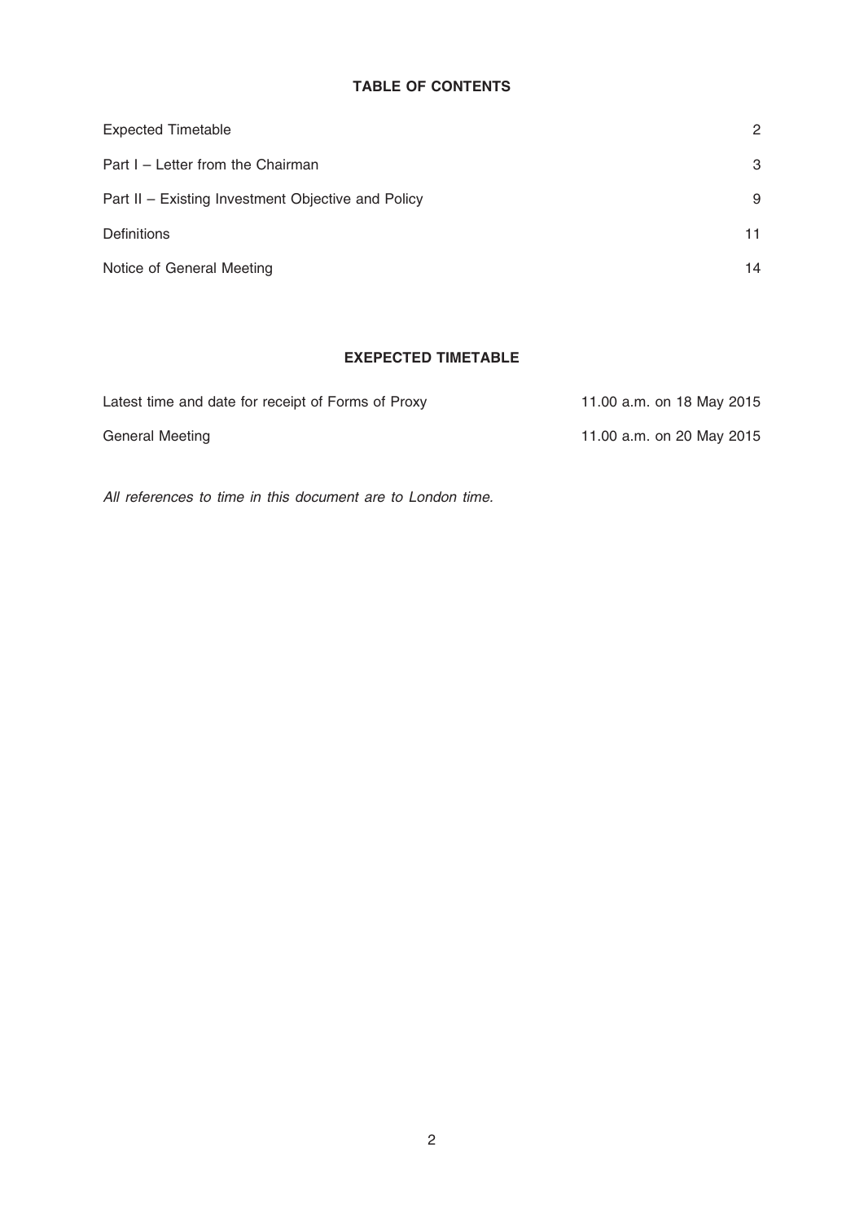## TABLE OF CONTENTS

| | |
|---|---|
| Expected Timetable | 2 |
| Part I – Letter from the Chairman | 3 |
| Part II – Existing Investment Objective and Policy | 9 |
| Definitions | 11 |
| Notice of General Meeting | 14 |

## EXEPECTED TIMETABLE

| | |
|---|---|
| Latest time and date for receipt of Forms of Proxy | 11.00 a.m. on 18 May 2015 |
| General Meeting | 11.00 a.m. on 20 May 2015 |

*All references to time in this document are to London time.*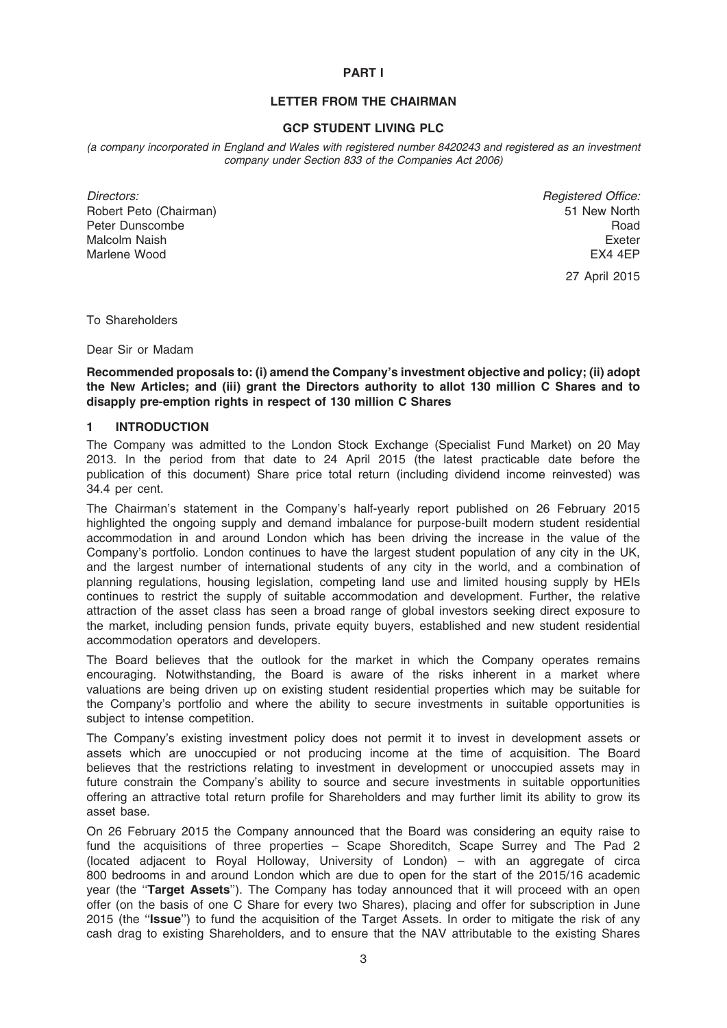# PART I

## LETTER FROM THE CHAIRMAN

### GCP STUDENT LIVING PLC

*(a company incorporated in England and Wales with registered number 8420243 and registered as an investment company under Section 833 of the Companies Act 2006)*

*Directors:*
Robert Peto (Chairman)
Peter Dunscombe
Malcolm Naish
Marlene Wood

*Registered Office:*
51 New North Road
Exeter
EX4 4EP

27 April 2015

To Shareholders

Dear Sir or Madam

**Recommended proposals to: (i) amend the Company's investment objective and policy; (ii) adopt the New Articles; and (iii) grant the Directors authority to allot 130 million C Shares and to disapply pre-emption rights in respect of 130 million C Shares**

### 1 INTRODUCTION

The Company was admitted to the London Stock Exchange (Specialist Fund Market) on 20 May 2013. In the period from that date to 24 April 2015 (the latest practicable date before the publication of this document) Share price total return (including dividend income reinvested) was 34.4 per cent.

The Chairman's statement in the Company's half-yearly report published on 26 February 2015 highlighted the ongoing supply and demand imbalance for purpose-built modern student residential accommodation in and around London which has been driving the increase in the value of the Company's portfolio. London continues to have the largest student population of any city in the UK, and the largest number of international students of any city in the world, and a combination of planning regulations, housing legislation, competing land use and limited housing supply by HEIs continues to restrict the supply of suitable accommodation and development. Further, the relative attraction of the asset class has seen a broad range of global investors seeking direct exposure to the market, including pension funds, private equity buyers, established and new student residential accommodation operators and developers.

The Board believes that the outlook for the market in which the Company operates remains encouraging. Notwithstanding, the Board is aware of the risks inherent in a market where valuations are being driven up on existing student residential properties which may be suitable for the Company's portfolio and where the ability to secure investments in suitable opportunities is subject to intense competition.

The Company's existing investment policy does not permit it to invest in development assets or assets which are unoccupied or not producing income at the time of acquisition. The Board believes that the restrictions relating to investment in development or unoccupied assets may in future constrain the Company's ability to source and secure investments in suitable opportunities offering an attractive total return profile for Shareholders and may further limit its ability to grow its asset base.

On 26 February 2015 the Company announced that the Board was considering an equity raise to fund the acquisitions of three properties – Scape Shoreditch, Scape Surrey and The Pad 2 (located adjacent to Royal Holloway, University of London) – with an aggregate of circa 800 bedrooms in and around London which are due to open for the start of the 2015/16 academic year (the "**Target Assets**"). The Company has today announced that it will proceed with an open offer (on the basis of one C Share for every two Shares), placing and offer for subscription in June 2015 (the "**Issue**") to fund the acquisition of the Target Assets. In order to mitigate the risk of any cash drag to existing Shareholders, and to ensure that the NAV attributable to the existing Shares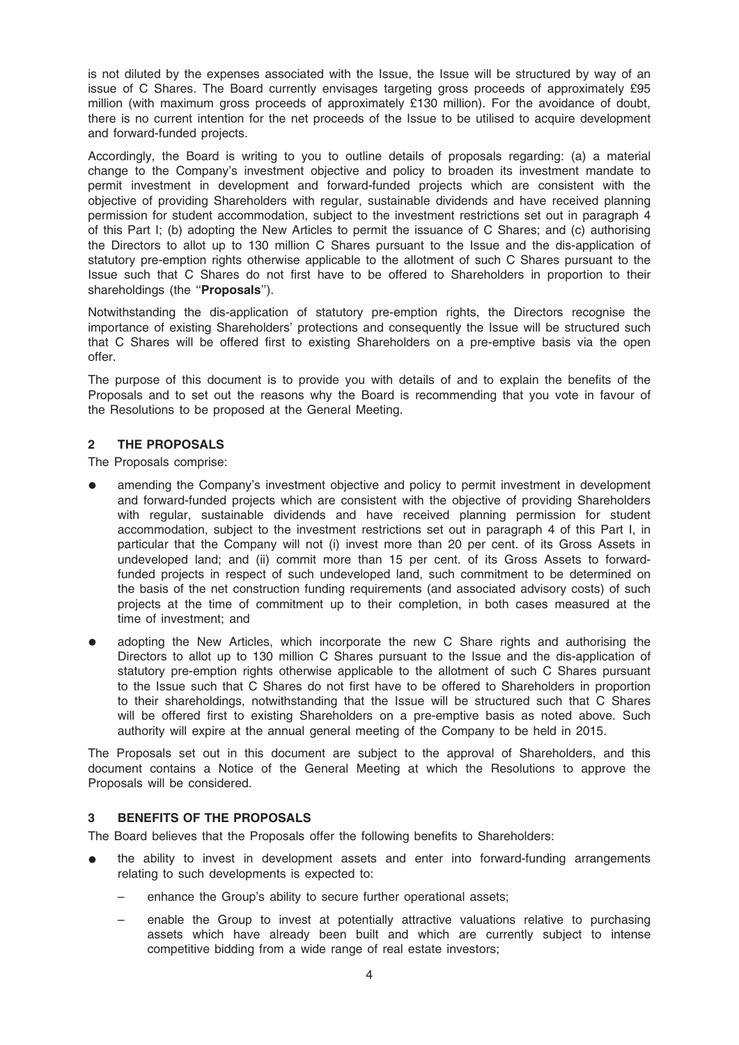is not diluted by the expenses associated with the Issue, the Issue will be structured by way of an issue of C Shares. The Board currently envisages targeting gross proceeds of approximately £95 million (with maximum gross proceeds of approximately £130 million). For the avoidance of doubt, there is no current intention for the net proceeds of the Issue to be utilised to acquire development and forward-funded projects.

Accordingly, the Board is writing to you to outline details of proposals regarding: (a) a material change to the Company's investment objective and policy to broaden its investment mandate to permit investment in development and forward-funded projects which are consistent with the objective of providing Shareholders with regular, sustainable dividends and have received planning permission for student accommodation, subject to the investment restrictions set out in paragraph 4 of this Part I; (b) adopting the New Articles to permit the issuance of C Shares; and (c) authorising the Directors to allot up to 130 million C Shares pursuant to the Issue and the dis-application of statutory pre-emption rights otherwise applicable to the allotment of such C Shares pursuant to the Issue such that C Shares do not first have to be offered to Shareholders in proportion to their shareholdings (the "**Proposals**").

Notwithstanding the dis-application of statutory pre-emption rights, the Directors recognise the importance of existing Shareholders' protections and consequently the Issue will be structured such that C Shares will be offered first to existing Shareholders on a pre-emptive basis via the open offer.

The purpose of this document is to provide you with details of and to explain the benefits of the Proposals and to set out the reasons why the Board is recommending that you vote in favour of the Resolutions to be proposed at the General Meeting.

## 2 THE PROPOSALS

The Proposals comprise:

- amending the Company's investment objective and policy to permit investment in development and forward-funded projects which are consistent with the objective of providing Shareholders with regular, sustainable dividends and have received planning permission for student accommodation, subject to the investment restrictions set out in paragraph 4 of this Part I, in particular that the Company will not (i) invest more than 20 per cent. of its Gross Assets in undeveloped land; and (ii) commit more than 15 per cent. of its Gross Assets to forward-funded projects in respect of such undeveloped land, such commitment to be determined on the basis of the net construction funding requirements (and associated advisory costs) of such projects at the time of commitment up to their completion, in both cases measured at the time of investment; and
- adopting the New Articles, which incorporate the new C Share rights and authorising the Directors to allot up to 130 million C Shares pursuant to the Issue and the dis-application of statutory pre-emption rights otherwise applicable to the allotment of such C Shares pursuant to the Issue such that C Shares do not first have to be offered to Shareholders in proportion to their shareholdings, notwithstanding that the Issue will be structured such that C Shares will be offered first to existing Shareholders on a pre-emptive basis as noted above. Such authority will expire at the annual general meeting of the Company to be held in 2015.

The Proposals set out in this document are subject to the approval of Shareholders, and this document contains a Notice of the General Meeting at which the Resolutions to approve the Proposals will be considered.

## 3 BENEFITS OF THE PROPOSALS

The Board believes that the Proposals offer the following benefits to Shareholders:

- the ability to invest in development assets and enter into forward-funding arrangements relating to such developments is expected to:
  - enhance the Group's ability to secure further operational assets;
  - enable the Group to invest at potentially attractive valuations relative to purchasing assets which have already been built and which are currently subject to intense competitive bidding from a wide range of real estate investors;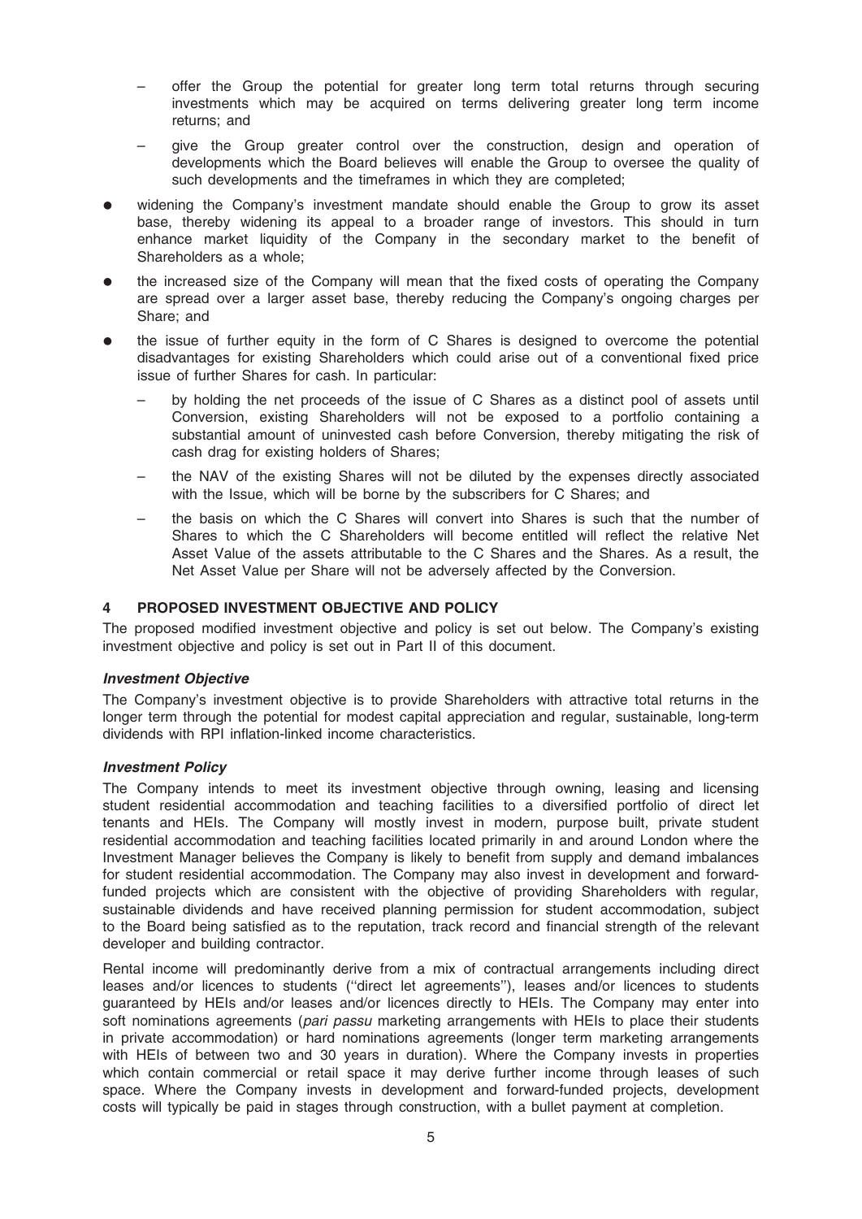- offer the Group the potential for greater long term total returns through securing investments which may be acquired on terms delivering greater long term income returns; and
  - give the Group greater control over the construction, design and operation of developments which the Board believes will enable the Group to oversee the quality of such developments and the timeframes in which they are completed;
- widening the Company's investment mandate should enable the Group to grow its asset base, thereby widening its appeal to a broader range of investors. This should in turn enhance market liquidity of the Company in the secondary market to the benefit of Shareholders as a whole;
- the increased size of the Company will mean that the fixed costs of operating the Company are spread over a larger asset base, thereby reducing the Company's ongoing charges per Share; and
- the issue of further equity in the form of C Shares is designed to overcome the potential disadvantages for existing Shareholders which could arise out of a conventional fixed price issue of further Shares for cash. In particular:
  - by holding the net proceeds of the issue of C Shares as a distinct pool of assets until Conversion, existing Shareholders will not be exposed to a portfolio containing a substantial amount of uninvested cash before Conversion, thereby mitigating the risk of cash drag for existing holders of Shares;
  - the NAV of the existing Shares will not be diluted by the expenses directly associated with the Issue, which will be borne by the subscribers for C Shares; and
  - the basis on which the C Shares will convert into Shares is such that the number of Shares to which the C Shareholders will become entitled will reflect the relative Net Asset Value of the assets attributable to the C Shares and the Shares. As a result, the Net Asset Value per Share will not be adversely affected by the Conversion.

## 4 PROPOSED INVESTMENT OBJECTIVE AND POLICY

The proposed modified investment objective and policy is set out below. The Company's existing investment objective and policy is set out in Part II of this document.

### *Investment Objective*

The Company's investment objective is to provide Shareholders with attractive total returns in the longer term through the potential for modest capital appreciation and regular, sustainable, long-term dividends with RPI inflation-linked income characteristics.

### *Investment Policy*

The Company intends to meet its investment objective through owning, leasing and licensing student residential accommodation and teaching facilities to a diversified portfolio of direct let tenants and HEIs. The Company will mostly invest in modern, purpose built, private student residential accommodation and teaching facilities located primarily in and around London where the Investment Manager believes the Company is likely to benefit from supply and demand imbalances for student residential accommodation. The Company may also invest in development and forward-funded projects which are consistent with the objective of providing Shareholders with regular, sustainable dividends and have received planning permission for student accommodation, subject to the Board being satisfied as to the reputation, track record and financial strength of the relevant developer and building contractor.

Rental income will predominantly derive from a mix of contractual arrangements including direct leases and/or licences to students ("direct let agreements"), leases and/or licences to students guaranteed by HEIs and/or leases and/or licences directly to HEIs. The Company may enter into soft nominations agreements (*pari passu* marketing arrangements with HEIs to place their students in private accommodation) or hard nominations agreements (longer term marketing arrangements with HEIs of between two and 30 years in duration). Where the Company invests in properties which contain commercial or retail space it may derive further income through leases of such space. Where the Company invests in development and forward-funded projects, development costs will typically be paid in stages through construction, with a bullet payment at completion.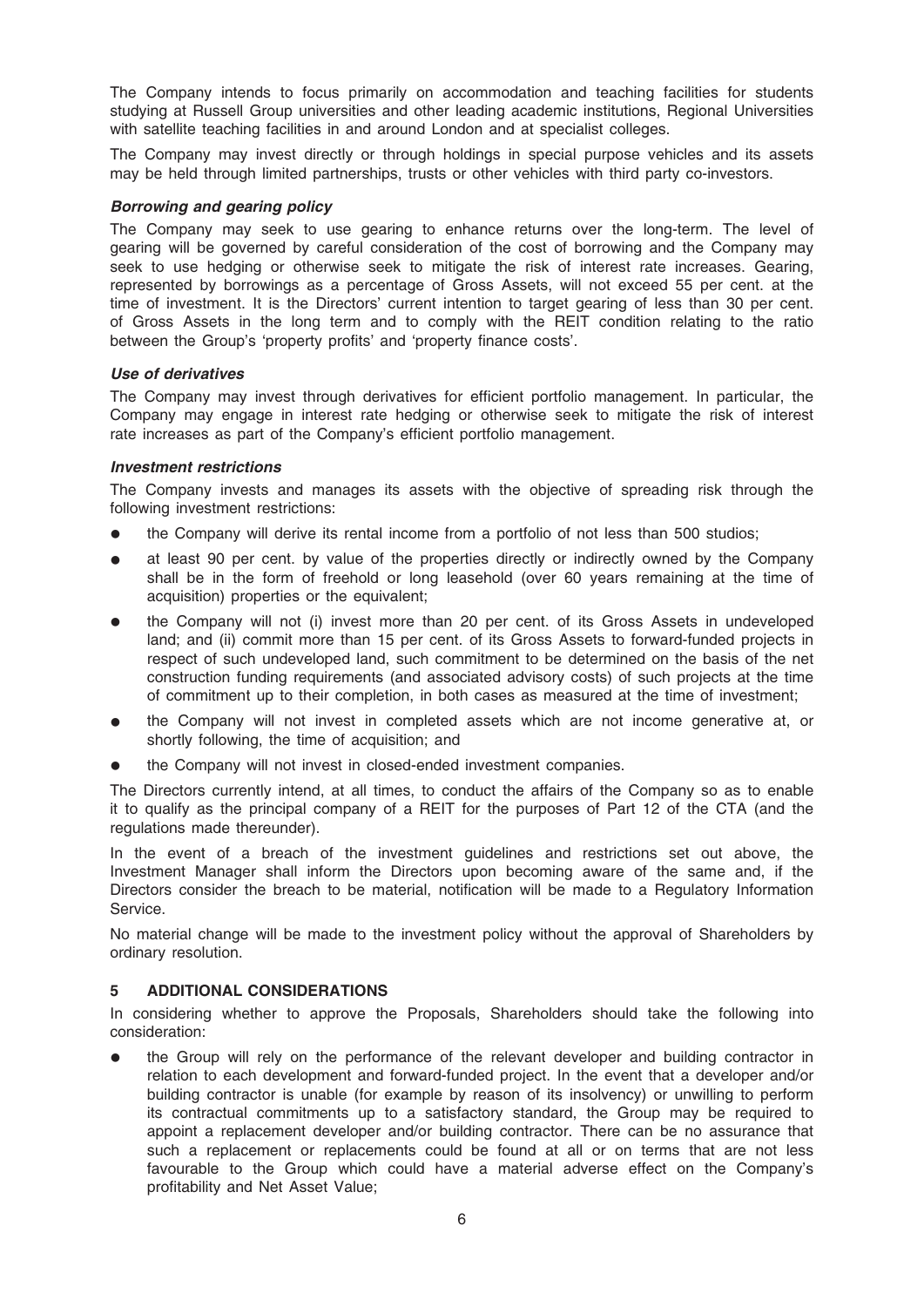The Company intends to focus primarily on accommodation and teaching facilities for students studying at Russell Group universities and other leading academic institutions, Regional Universities with satellite teaching facilities in and around London and at specialist colleges.

The Company may invest directly or through holdings in special purpose vehicles and its assets may be held through limited partnerships, trusts or other vehicles with third party co-investors.

***Borrowing and gearing policy***

The Company may seek to use gearing to enhance returns over the long-term. The level of gearing will be governed by careful consideration of the cost of borrowing and the Company may seek to use hedging or otherwise seek to mitigate the risk of interest rate increases. Gearing, represented by borrowings as a percentage of Gross Assets, will not exceed 55 per cent. at the time of investment. It is the Directors' current intention to target gearing of less than 30 per cent. of Gross Assets in the long term and to comply with the REIT condition relating to the ratio between the Group's 'property profits' and 'property finance costs'.

***Use of derivatives***

The Company may invest through derivatives for efficient portfolio management. In particular, the Company may engage in interest rate hedging or otherwise seek to mitigate the risk of interest rate increases as part of the Company's efficient portfolio management.

***Investment restrictions***

The Company invests and manages its assets with the objective of spreading risk through the following investment restrictions:

- the Company will derive its rental income from a portfolio of not less than 500 studios;
- at least 90 per cent. by value of the properties directly or indirectly owned by the Company shall be in the form of freehold or long leasehold (over 60 years remaining at the time of acquisition) properties or the equivalent;
- the Company will not (i) invest more than 20 per cent. of its Gross Assets in undeveloped land; and (ii) commit more than 15 per cent. of its Gross Assets to forward-funded projects in respect of such undeveloped land, such commitment to be determined on the basis of the net construction funding requirements (and associated advisory costs) of such projects at the time of commitment up to their completion, in both cases as measured at the time of investment;
- the Company will not invest in completed assets which are not income generative at, or shortly following, the time of acquisition; and
- the Company will not invest in closed-ended investment companies.

The Directors currently intend, at all times, to conduct the affairs of the Company so as to enable it to qualify as the principal company of a REIT for the purposes of Part 12 of the CTA (and the regulations made thereunder).

In the event of a breach of the investment guidelines and restrictions set out above, the Investment Manager shall inform the Directors upon becoming aware of the same and, if the Directors consider the breach to be material, notification will be made to a Regulatory Information Service.

No material change will be made to the investment policy without the approval of Shareholders by ordinary resolution.

## 5 ADDITIONAL CONSIDERATIONS

In considering whether to approve the Proposals, Shareholders should take the following into consideration:

- the Group will rely on the performance of the relevant developer and building contractor in relation to each development and forward-funded project. In the event that a developer and/or building contractor is unable (for example by reason of its insolvency) or unwilling to perform its contractual commitments up to a satisfactory standard, the Group may be required to appoint a replacement developer and/or building contractor. There can be no assurance that such a replacement or replacements could be found at all or on terms that are not less favourable to the Group which could have a material adverse effect on the Company's profitability and Net Asset Value;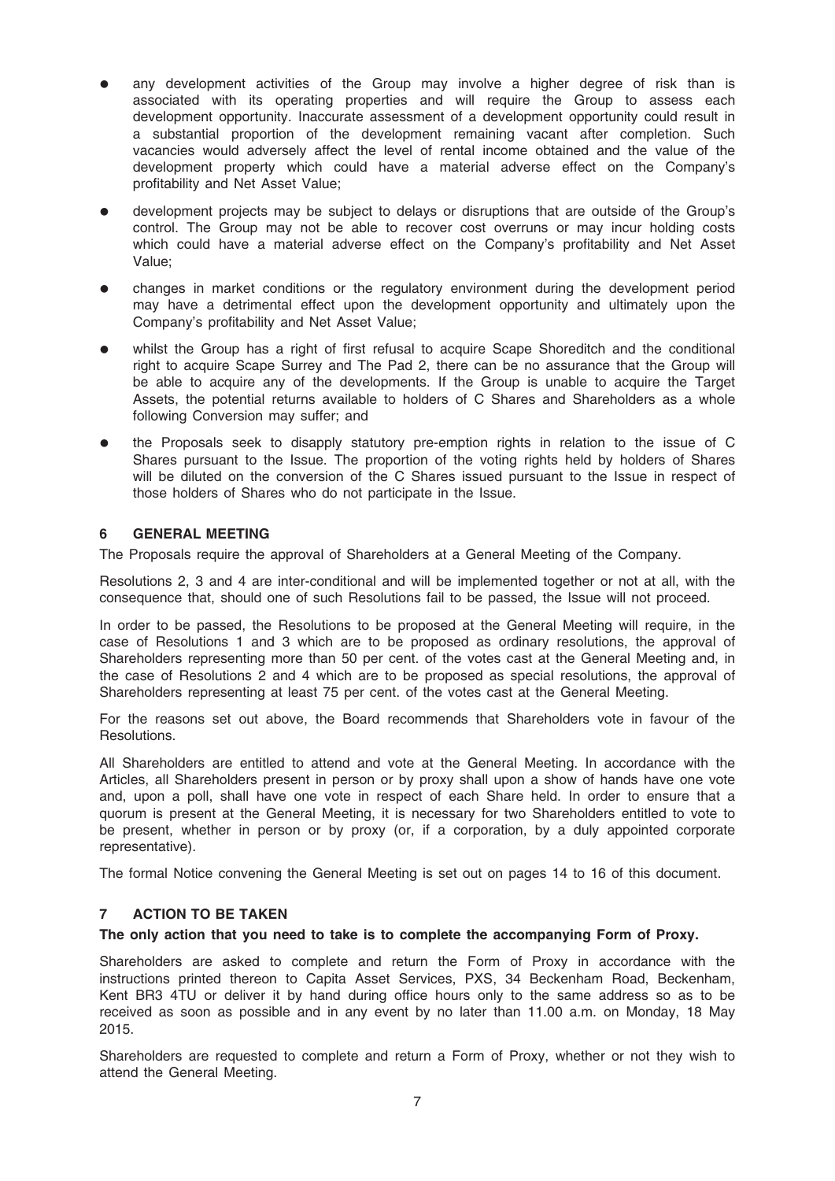- any development activities of the Group may involve a higher degree of risk than is associated with its operating properties and will require the Group to assess each development opportunity. Inaccurate assessment of a development opportunity could result in a substantial proportion of the development remaining vacant after completion. Such vacancies would adversely affect the level of rental income obtained and the value of the development property which could have a material adverse effect on the Company's profitability and Net Asset Value;
- development projects may be subject to delays or disruptions that are outside of the Group's control. The Group may not be able to recover cost overruns or may incur holding costs which could have a material adverse effect on the Company's profitability and Net Asset Value;
- changes in market conditions or the regulatory environment during the development period may have a detrimental effect upon the development opportunity and ultimately upon the Company's profitability and Net Asset Value;
- whilst the Group has a right of first refusal to acquire Scape Shoreditch and the conditional right to acquire Scape Surrey and The Pad 2, there can be no assurance that the Group will be able to acquire any of the developments. If the Group is unable to acquire the Target Assets, the potential returns available to holders of C Shares and Shareholders as a whole following Conversion may suffer; and
- the Proposals seek to disapply statutory pre-emption rights in relation to the issue of C Shares pursuant to the Issue. The proportion of the voting rights held by holders of Shares will be diluted on the conversion of the C Shares issued pursuant to the Issue in respect of those holders of Shares who do not participate in the Issue.

## 6 GENERAL MEETING

The Proposals require the approval of Shareholders at a General Meeting of the Company.

Resolutions 2, 3 and 4 are inter-conditional and will be implemented together or not at all, with the consequence that, should one of such Resolutions fail to be passed, the Issue will not proceed.

In order to be passed, the Resolutions to be proposed at the General Meeting will require, in the case of Resolutions 1 and 3 which are to be proposed as ordinary resolutions, the approval of Shareholders representing more than 50 per cent. of the votes cast at the General Meeting and, in the case of Resolutions 2 and 4 which are to be proposed as special resolutions, the approval of Shareholders representing at least 75 per cent. of the votes cast at the General Meeting.

For the reasons set out above, the Board recommends that Shareholders vote in favour of the Resolutions.

All Shareholders are entitled to attend and vote at the General Meeting. In accordance with the Articles, all Shareholders present in person or by proxy shall upon a show of hands have one vote and, upon a poll, shall have one vote in respect of each Share held. In order to ensure that a quorum is present at the General Meeting, it is necessary for two Shareholders entitled to vote to be present, whether in person or by proxy (or, if a corporation, by a duly appointed corporate representative).

The formal Notice convening the General Meeting is set out on pages 14 to 16 of this document.

## 7 ACTION TO BE TAKEN

**The only action that you need to take is to complete the accompanying Form of Proxy.**

Shareholders are asked to complete and return the Form of Proxy in accordance with the instructions printed thereon to Capita Asset Services, PXS, 34 Beckenham Road, Beckenham, Kent BR3 4TU or deliver it by hand during office hours only to the same address so as to be received as soon as possible and in any event by no later than 11.00 a.m. on Monday, 18 May 2015.

Shareholders are requested to complete and return a Form of Proxy, whether or not they wish to attend the General Meeting.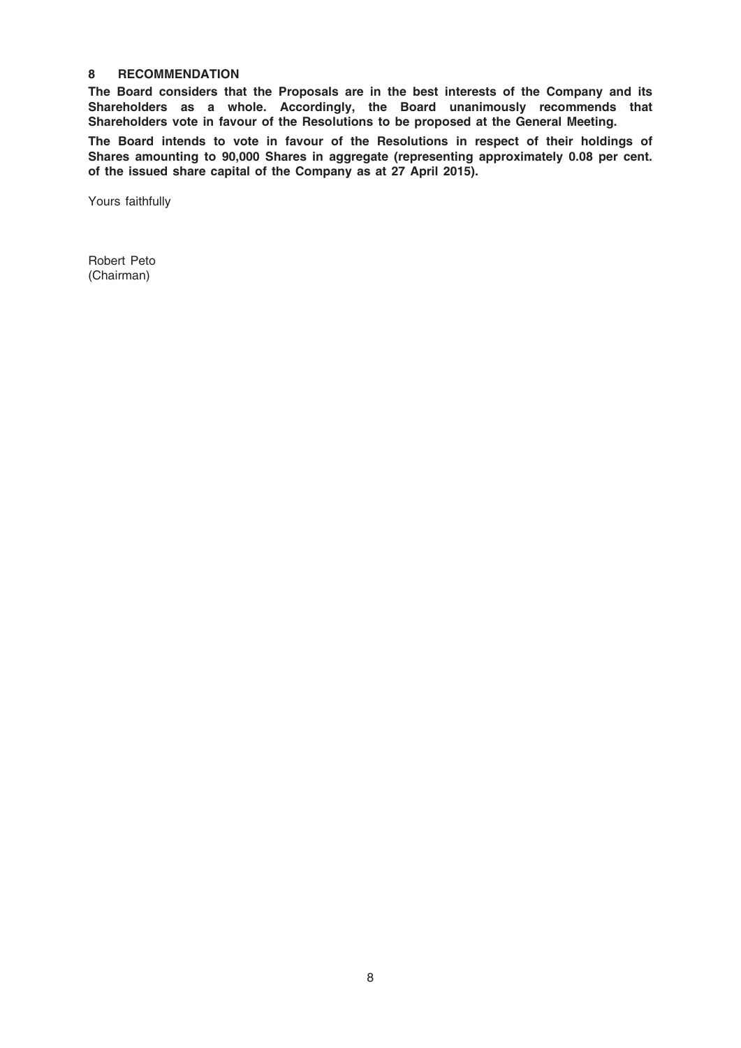## 8 RECOMMENDATION

**The Board considers that the Proposals are in the best interests of the Company and its Shareholders as a whole. Accordingly, the Board unanimously recommends that Shareholders vote in favour of the Resolutions to be proposed at the General Meeting.**

**The Board intends to vote in favour of the Resolutions in respect of their holdings of Shares amounting to 90,000 Shares in aggregate (representing approximately 0.08 per cent. of the issued share capital of the Company as at 27 April 2015).**

Yours faithfully

Robert Peto
(Chairman)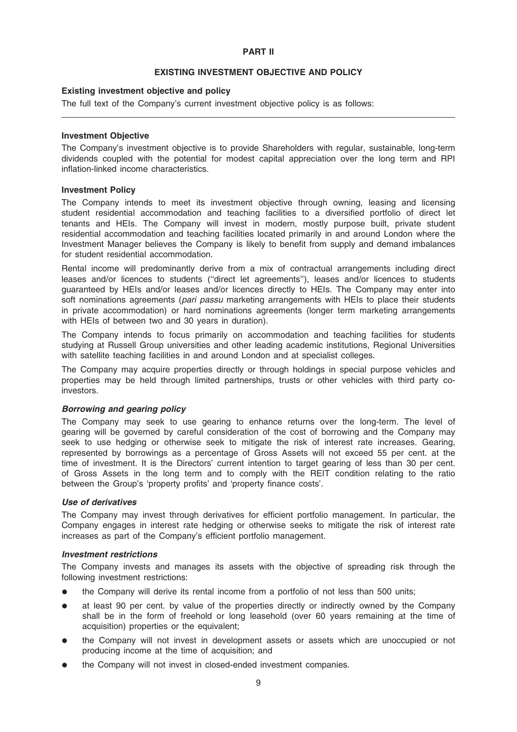# PART II

## EXISTING INVESTMENT OBJECTIVE AND POLICY

### Existing investment objective and policy

The full text of the Company's current investment objective policy is as follows:

---

### Investment Objective

The Company's investment objective is to provide Shareholders with regular, sustainable, long-term dividends coupled with the potential for modest capital appreciation over the long term and RPI inflation-linked income characteristics.

### Investment Policy

The Company intends to meet its investment objective through owning, leasing and licensing student residential accommodation and teaching facilities to a diversified portfolio of direct let tenants and HEIs. The Company will invest in modern, mostly purpose built, private student residential accommodation and teaching facilities located primarily in and around London where the Investment Manager believes the Company is likely to benefit from supply and demand imbalances for student residential accommodation.

Rental income will predominantly derive from a mix of contractual arrangements including direct leases and/or licences to students (''direct let agreements''), leases and/or licences to students guaranteed by HEIs and/or leases and/or licences directly to HEIs. The Company may enter into soft nominations agreements (*pari passu* marketing arrangements with HEIs to place their students in private accommodation) or hard nominations agreements (longer term marketing arrangements with HEIs of between two and 30 years in duration).

The Company intends to focus primarily on accommodation and teaching facilities for students studying at Russell Group universities and other leading academic institutions, Regional Universities with satellite teaching facilities in and around London and at specialist colleges.

The Company may acquire properties directly or through holdings in special purpose vehicles and properties may be held through limited partnerships, trusts or other vehicles with third party co-investors.

#### *Borrowing and gearing policy*

The Company may seek to use gearing to enhance returns over the long-term. The level of gearing will be governed by careful consideration of the cost of borrowing and the Company may seek to use hedging or otherwise seek to mitigate the risk of interest rate increases. Gearing, represented by borrowings as a percentage of Gross Assets will not exceed 55 per cent. at the time of investment. It is the Directors' current intention to target gearing of less than 30 per cent. of Gross Assets in the long term and to comply with the REIT condition relating to the ratio between the Group's 'property profits' and 'property finance costs'.

#### *Use of derivatives*

The Company may invest through derivatives for efficient portfolio management. In particular, the Company engages in interest rate hedging or otherwise seeks to mitigate the risk of interest rate increases as part of the Company's efficient portfolio management.

#### *Investment restrictions*

The Company invests and manages its assets with the objective of spreading risk through the following investment restrictions:

- the Company will derive its rental income from a portfolio of not less than 500 units;
- at least 90 per cent. by value of the properties directly or indirectly owned by the Company shall be in the form of freehold or long leasehold (over 60 years remaining at the time of acquisition) properties or the equivalent;
- the Company will not invest in development assets or assets which are unoccupied or not producing income at the time of acquisition; and
- the Company will not invest in closed-ended investment companies.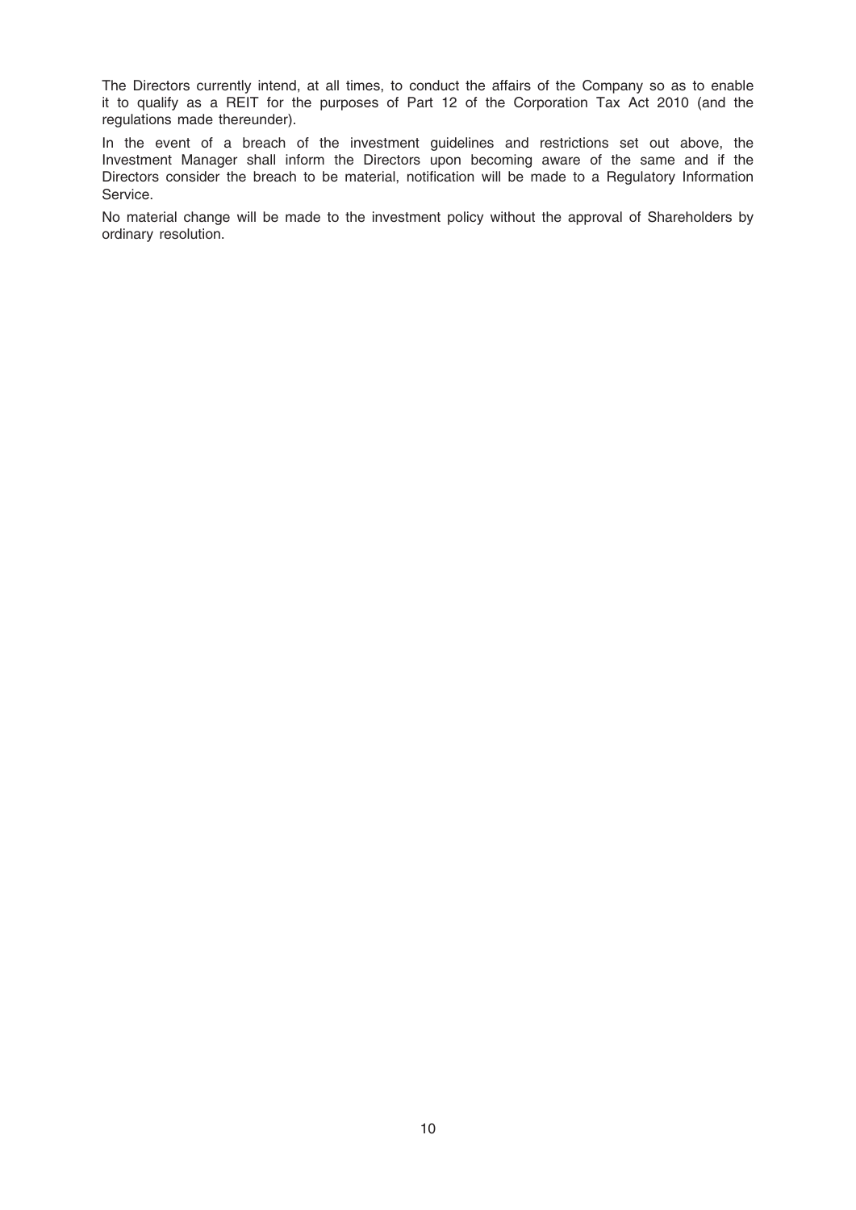The Directors currently intend, at all times, to conduct the affairs of the Company so as to enable it to qualify as a REIT for the purposes of Part 12 of the Corporation Tax Act 2010 (and the regulations made thereunder).

In the event of a breach of the investment guidelines and restrictions set out above, the Investment Manager shall inform the Directors upon becoming aware of the same and if the Directors consider the breach to be material, notification will be made to a Regulatory Information Service.

No material change will be made to the investment policy without the approval of Shareholders by ordinary resolution.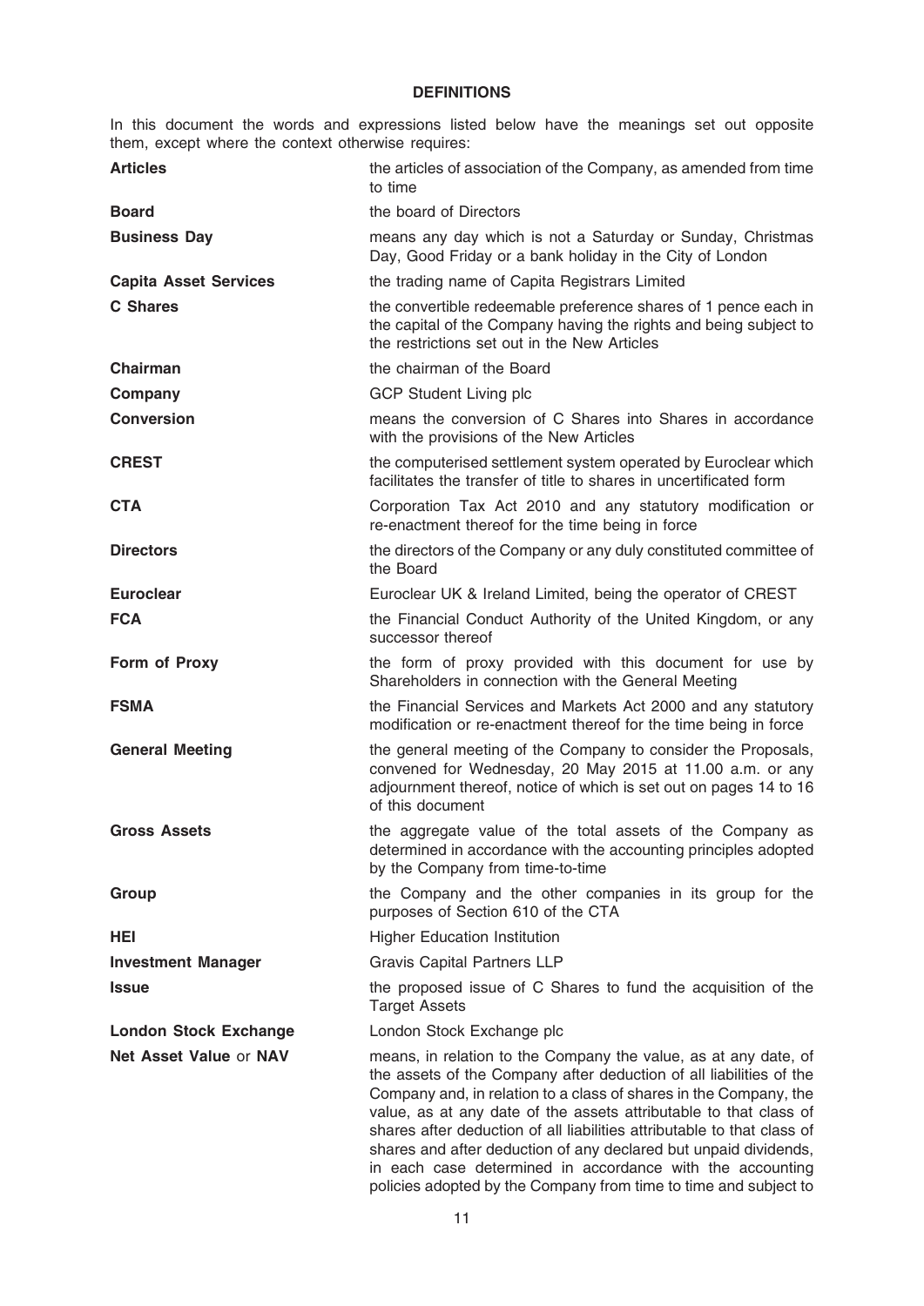# DEFINITIONS

In this document the words and expressions listed below have the meanings set out opposite them, except where the context otherwise requires:

| | |
|---|---|
| **Articles** | the articles of association of the Company, as amended from time to time |
| **Board** | the board of Directors |
| **Business Day** | means any day which is not a Saturday or Sunday, Christmas Day, Good Friday or a bank holiday in the City of London |
| **Capita Asset Services** | the trading name of Capita Registrars Limited |
| **C Shares** | the convertible redeemable preference shares of 1 pence each in the capital of the Company having the rights and being subject to the restrictions set out in the New Articles |
| **Chairman** | the chairman of the Board |
| **Company** | GCP Student Living plc |
| **Conversion** | means the conversion of C Shares into Shares in accordance with the provisions of the New Articles |
| **CREST** | the computerised settlement system operated by Euroclear which facilitates the transfer of title to shares in uncertificated form |
| **CTA** | Corporation Tax Act 2010 and any statutory modification or re-enactment thereof for the time being in force |
| **Directors** | the directors of the Company or any duly constituted committee of the Board |
| **Euroclear** | Euroclear UK & Ireland Limited, being the operator of CREST |
| **FCA** | the Financial Conduct Authority of the United Kingdom, or any successor thereof |
| **Form of Proxy** | the form of proxy provided with this document for use by Shareholders in connection with the General Meeting |
| **FSMA** | the Financial Services and Markets Act 2000 and any statutory modification or re-enactment thereof for the time being in force |
| **General Meeting** | the general meeting of the Company to consider the Proposals, convened for Wednesday, 20 May 2015 at 11.00 a.m. or any adjournment thereof, notice of which is set out on pages 14 to 16 of this document |
| **Gross Assets** | the aggregate value of the total assets of the Company as determined in accordance with the accounting principles adopted by the Company from time-to-time |
| **Group** | the Company and the other companies in its group for the purposes of Section 610 of the CTA |
| **HEI** | Higher Education Institution |
| **Investment Manager** | Gravis Capital Partners LLP |
| **Issue** | the proposed issue of C Shares to fund the acquisition of the Target Assets |
| **London Stock Exchange** | London Stock Exchange plc |
| **Net Asset Value** or **NAV** | means, in relation to the Company the value, as at any date, of the assets of the Company after deduction of all liabilities of the Company and, in relation to a class of shares in the Company, the value, as at any date of the assets attributable to that class of shares after deduction of all liabilities attributable to that class of shares and after deduction of any declared but unpaid dividends, in each case determined in accordance with the accounting policies adopted by the Company from time to time and subject to |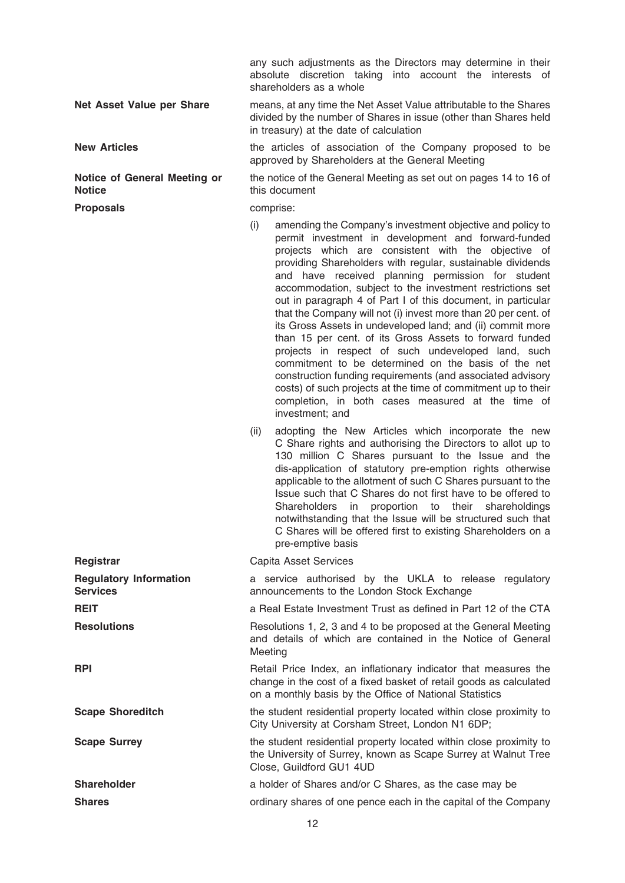any such adjustments as the Directors may determine in their absolute discretion taking into account the interests of shareholders as a whole

**Net Asset Value per Share** means, at any time the Net Asset Value attributable to the Shares divided by the number of Shares in issue (other than Shares held in treasury) at the date of calculation

**New Articles** the articles of association of the Company proposed to be approved by Shareholders at the General Meeting

**Notice of General Meeting or Notice** the notice of the General Meeting as set out on pages 14 to 16 of this document

**Proposals** comprise:

(i) amending the Company's investment objective and policy to permit investment in development and forward-funded projects which are consistent with the objective of providing Shareholders with regular, sustainable dividends and have received planning permission for student accommodation, subject to the investment restrictions set out in paragraph 4 of Part I of this document, in particular that the Company will not (i) invest more than 20 per cent. of its Gross Assets in undeveloped land; and (ii) commit more than 15 per cent. of its Gross Assets to forward funded projects in respect of such undeveloped land, such commitment to be determined on the basis of the net construction funding requirements (and associated advisory costs) of such projects at the time of commitment up to their completion, in both cases measured at the time of investment; and

(ii) adopting the New Articles which incorporate the new C Share rights and authorising the Directors to allot up to 130 million C Shares pursuant to the Issue and the dis-application of statutory pre-emption rights otherwise applicable to the allotment of such C Shares pursuant to the Issue such that C Shares do not first have to be offered to Shareholders in proportion to their shareholdings notwithstanding that the Issue will be structured such that C Shares will be offered first to existing Shareholders on a pre-emptive basis

**Registrar** Capita Asset Services

**Regulatory Information Services** a service authorised by the UKLA to release regulatory announcements to the London Stock Exchange

**REIT** a Real Estate Investment Trust as defined in Part 12 of the CTA

**Resolutions** Resolutions 1, 2, 3 and 4 to be proposed at the General Meeting and details of which are contained in the Notice of General Meeting

**RPI** Retail Price Index, an inflationary indicator that measures the change in the cost of a fixed basket of retail goods as calculated on a monthly basis by the Office of National Statistics

**Scape Shoreditch** the student residential property located within close proximity to City University at Corsham Street, London N1 6DP;

**Scape Surrey** the student residential property located within close proximity to the University of Surrey, known as Scape Surrey at Walnut Tree Close, Guildford GU1 4UD

**Shareholder** a holder of Shares and/or C Shares, as the case may be

**Shares** ordinary shares of one pence each in the capital of the Company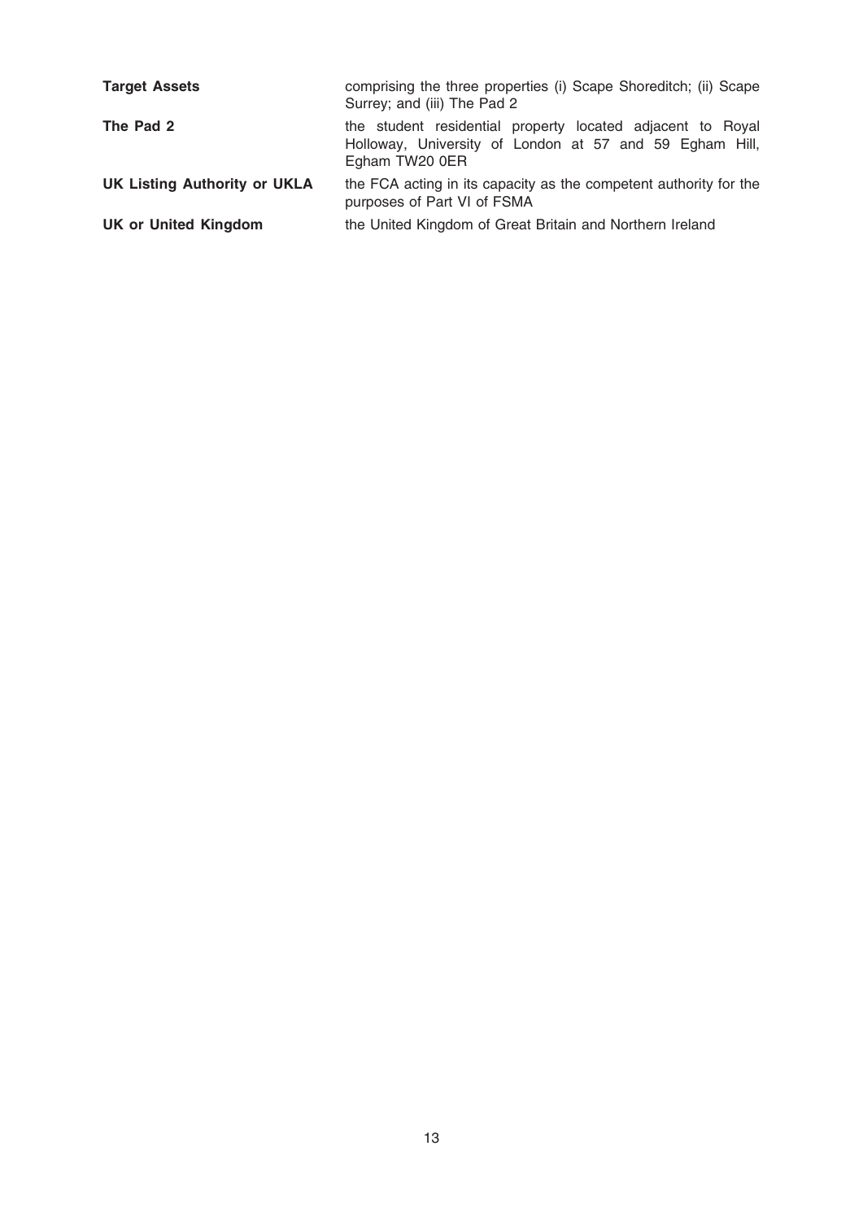| | |
|---|---|
| **Target Assets** | comprising the three properties (i) Scape Shoreditch; (ii) Scape Surrey; and (iii) The Pad 2 |
| **The Pad 2** | the student residential property located adjacent to Royal Holloway, University of London at 57 and 59 Egham Hill, Egham TW20 0ER |
| **UK Listing Authority or UKLA** | the FCA acting in its capacity as the competent authority for the purposes of Part VI of FSMA |
| **UK or United Kingdom** | the United Kingdom of Great Britain and Northern Ireland |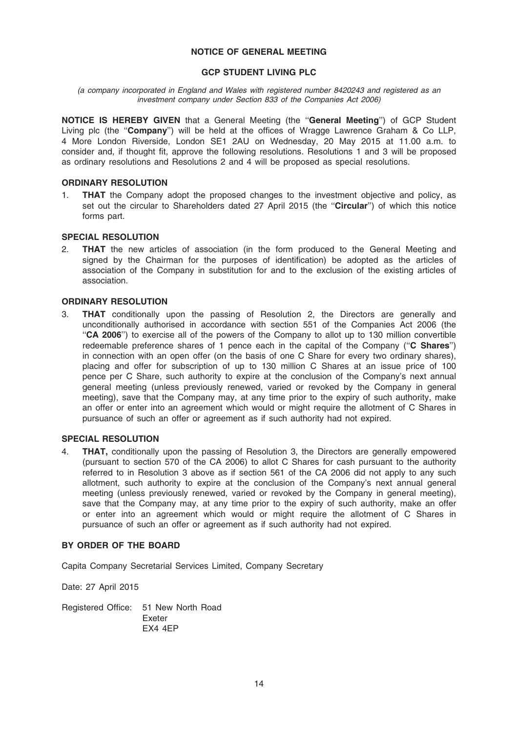# NOTICE OF GENERAL MEETING

## GCP STUDENT LIVING PLC

*(a company incorporated in England and Wales with registered number 8420243 and registered as an investment company under Section 833 of the Companies Act 2006)*

**NOTICE IS HEREBY GIVEN** that a General Meeting (the ''**General Meeting**'') of GCP Student Living plc (the ''**Company**'') will be held at the offices of Wragge Lawrence Graham & Co LLP, 4 More London Riverside, London SE1 2AU on Wednesday, 20 May 2015 at 11.00 a.m. to consider and, if thought fit, approve the following resolutions. Resolutions 1 and 3 will be proposed as ordinary resolutions and Resolutions 2 and 4 will be proposed as special resolutions.

### ORDINARY RESOLUTION

1. **THAT** the Company adopt the proposed changes to the investment objective and policy, as set out the circular to Shareholders dated 27 April 2015 (the ''**Circular**'') of which this notice forms part.

### SPECIAL RESOLUTION

2. **THAT** the new articles of association (in the form produced to the General Meeting and signed by the Chairman for the purposes of identification) be adopted as the articles of association of the Company in substitution for and to the exclusion of the existing articles of association.

### ORDINARY RESOLUTION

3. **THAT** conditionally upon the passing of Resolution 2, the Directors are generally and unconditionally authorised in accordance with section 551 of the Companies Act 2006 (the ''**CA 2006**'') to exercise all of the powers of the Company to allot up to 130 million convertible redeemable preference shares of 1 pence each in the capital of the Company (''**C Shares**'') in connection with an open offer (on the basis of one C Share for every two ordinary shares), placing and offer for subscription of up to 130 million C Shares at an issue price of 100 pence per C Share, such authority to expire at the conclusion of the Company's next annual general meeting (unless previously renewed, varied or revoked by the Company in general meeting), save that the Company may, at any time prior to the expiry of such authority, make an offer or enter into an agreement which would or might require the allotment of C Shares in pursuance of such an offer or agreement as if such authority had not expired.

### SPECIAL RESOLUTION

4. **THAT,** conditionally upon the passing of Resolution 3, the Directors are generally empowered (pursuant to section 570 of the CA 2006) to allot C Shares for cash pursuant to the authority referred to in Resolution 3 above as if section 561 of the CA 2006 did not apply to any such allotment, such authority to expire at the conclusion of the Company's next annual general meeting (unless previously renewed, varied or revoked by the Company in general meeting), save that the Company may, at any time prior to the expiry of such authority, make an offer or enter into an agreement which would or might require the allotment of C Shares in pursuance of such an offer or agreement as if such authority had not expired.

**BY ORDER OF THE BOARD**

Capita Company Secretarial Services Limited, Company Secretary

Date: 27 April 2015

Registered Office: 51 New North Road
Exeter
EX4 4EP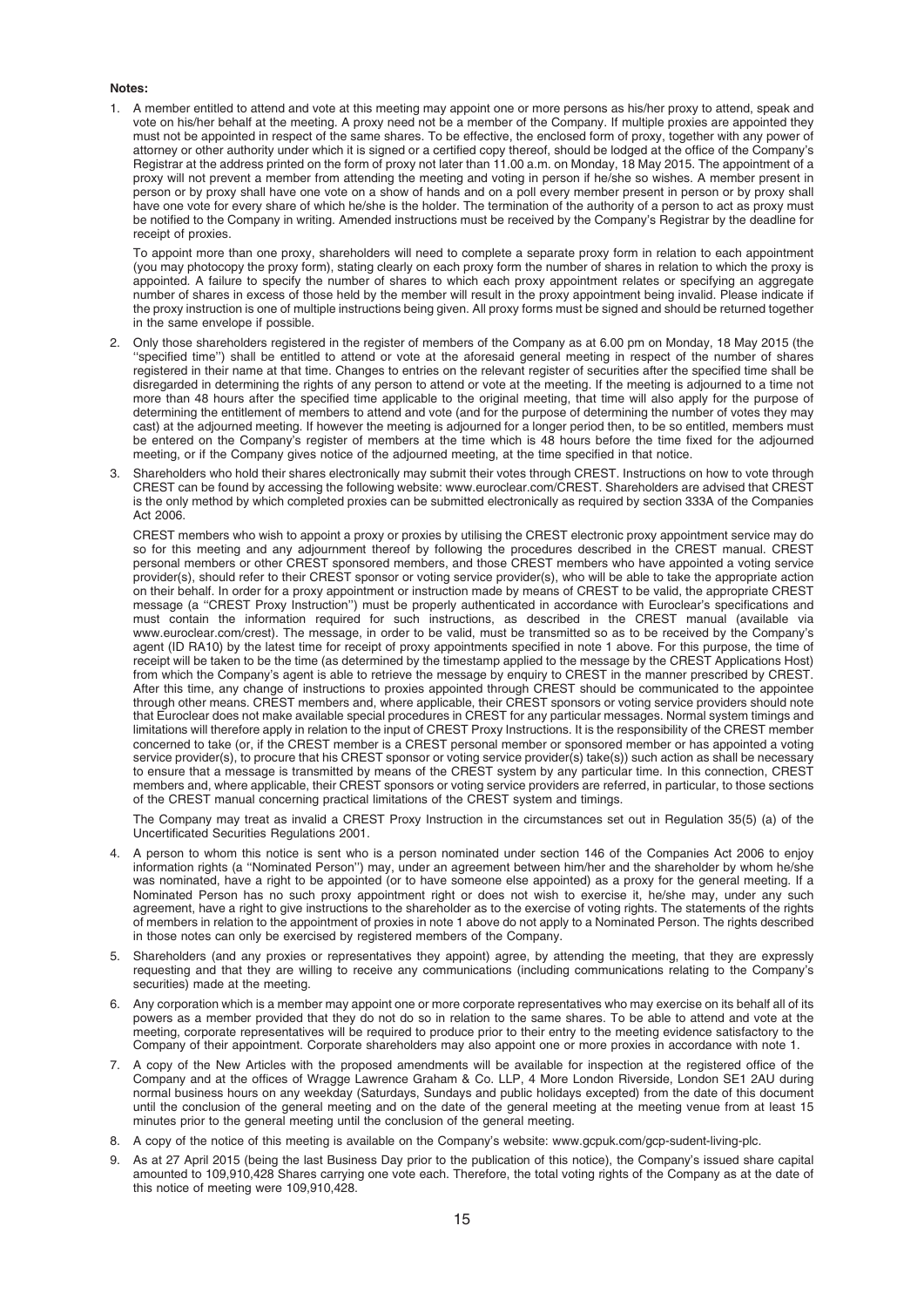**Notes:**

1. A member entitled to attend and vote at this meeting may appoint one or more persons as his/her proxy to attend, speak and vote on his/her behalf at the meeting. A proxy need not be a member of the Company. If multiple proxies are appointed they must not be appointed in respect of the same shares. To be effective, the enclosed form of proxy, together with any power of attorney or other authority under which it is signed or a certified copy thereof, should be lodged at the office of the Company's Registrar at the address printed on the form of proxy not later than 11.00 a.m. on Monday, 18 May 2015. The appointment of a proxy will not prevent a member from attending the meeting and voting in person if he/she so wishes. A member present in person or by proxy shall have one vote on a show of hands and on a poll every member present in person or by proxy shall have one vote for every share of which he/she is the holder. The termination of the authority of a person to act as proxy must be notified to the Company in writing. Amended instructions must be received by the Company's Registrar by the deadline for receipt of proxies.

   To appoint more than one proxy, shareholders will need to complete a separate proxy form in relation to each appointment (you may photocopy the proxy form), stating clearly on each proxy form the number of shares in relation to which the proxy is appointed. A failure to specify the number of shares to which each proxy appointment relates or specifying an aggregate number of shares in excess of those held by the member will result in the proxy appointment being invalid. Please indicate if the proxy instruction is one of multiple instructions being given. All proxy forms must be signed and should be returned together in the same envelope if possible.

2. Only those shareholders registered in the register of members of the Company as at 6.00 pm on Monday, 18 May 2015 (the ''specified time'') shall be entitled to attend or vote at the aforesaid general meeting in respect of the number of shares registered in their name at that time. Changes to entries on the relevant register of securities after the specified time shall be disregarded in determining the rights of any person to attend or vote at the meeting. If the meeting is adjourned to a time not more than 48 hours after the specified time applicable to the original meeting, that time will also apply for the purpose of determining the entitlement of members to attend and vote (and for the purpose of determining the number of votes they may cast) at the adjourned meeting. If however the meeting is adjourned for a longer period then, to be so entitled, members must be entered on the Company's register of members at the time which is 48 hours before the time fixed for the adjourned meeting, or if the Company gives notice of the adjourned meeting, at the time specified in that notice.

3. Shareholders who hold their shares electronically may submit their votes through CREST. Instructions on how to vote through CREST can be found by accessing the following website: www.euroclear.com/CREST. Shareholders are advised that CREST is the only method by which completed proxies can be submitted electronically as required by section 333A of the Companies Act 2006.

   CREST members who wish to appoint a proxy or proxies by utilising the CREST electronic proxy appointment service may do so for this meeting and any adjournment thereof by following the procedures described in the CREST manual. CREST personal members or other CREST sponsored members, and those CREST members who have appointed a voting service provider(s), should refer to their CREST sponsor or voting service provider(s), who will be able to take the appropriate action on their behalf. In order for a proxy appointment or instruction made by means of CREST to be valid, the appropriate CREST message (a ''CREST Proxy Instruction'') must be properly authenticated in accordance with Euroclear's specifications and must contain the information required for such instructions, as described in the CREST manual (available via www.euroclear.com/crest). The message, in order to be valid, must be transmitted so as to be received by the Company's agent (ID RA10) by the latest time for receipt of proxy appointments specified in note 1 above. For this purpose, the time of receipt will be taken to be the time (as determined by the timestamp applied to the message by the CREST Applications Host) from which the Company's agent is able to retrieve the message by enquiry to CREST in the manner prescribed by CREST. After this time, any change of instructions to proxies appointed through CREST should be communicated to the appointee through other means. CREST members and, where applicable, their CREST sponsors or voting service providers should note that Euroclear does not make available special procedures in CREST for any particular messages. Normal system timings and limitations will therefore apply in relation to the input of CREST Proxy Instructions. It is the responsibility of the CREST member concerned to take (or, if the CREST member is a CREST personal member or sponsored member or has appointed a voting service provider(s), to procure that his CREST sponsor or voting service provider(s) take(s)) such action as shall be necessary to ensure that a message is transmitted by means of the CREST system by any particular time. In this connection, CREST members and, where applicable, their CREST sponsors or voting service providers are referred, in particular, to those sections of the CREST manual concerning practical limitations of the CREST system and timings.

   The Company may treat as invalid a CREST Proxy Instruction in the circumstances set out in Regulation 35(5) (a) of the Uncertificated Securities Regulations 2001.

4. A person to whom this notice is sent who is a person nominated under section 146 of the Companies Act 2006 to enjoy information rights (a ''Nominated Person'') may, under an agreement between him/her and the shareholder by whom he/she was nominated, have a right to be appointed (or to have someone else appointed) as a proxy for the general meeting. If a Nominated Person has no such proxy appointment right or does not wish to exercise it, he/she may, under any such agreement, have a right to give instructions to the shareholder as to the exercise of voting rights. The statements of the rights of members in relation to the appointment of proxies in note 1 above do not apply to a Nominated Person. The rights described in those notes can only be exercised by registered members of the Company.

5. Shareholders (and any proxies or representatives they appoint) agree, by attending the meeting, that they are expressly requesting and that they are willing to receive any communications (including communications relating to the Company's securities) made at the meeting.

6. Any corporation which is a member may appoint one or more corporate representatives who may exercise on its behalf all of its powers as a member provided that they do not do so in relation to the same shares. To be able to attend and vote at the meeting, corporate representatives will be required to produce prior to their entry to the meeting evidence satisfactory to the Company of their appointment. Corporate shareholders may also appoint one or more proxies in accordance with note 1.

7. A copy of the New Articles with the proposed amendments will be available for inspection at the registered office of the Company and at the offices of Wragge Lawrence Graham & Co. LLP, 4 More London Riverside, London SE1 2AU during normal business hours on any weekday (Saturdays, Sundays and public holidays excepted) from the date of this document until the conclusion of the general meeting and on the date of the general meeting at the meeting venue from at least 15 minutes prior to the general meeting until the conclusion of the general meeting.

8. A copy of the notice of this meeting is available on the Company's website: www.gcpuk.com/gcp-sudent-living-plc.

9. As at 27 April 2015 (being the last Business Day prior to the publication of this notice), the Company's issued share capital amounted to 109,910,428 Shares carrying one vote each. Therefore, the total voting rights of the Company as at the date of this notice of meeting were 109,910,428.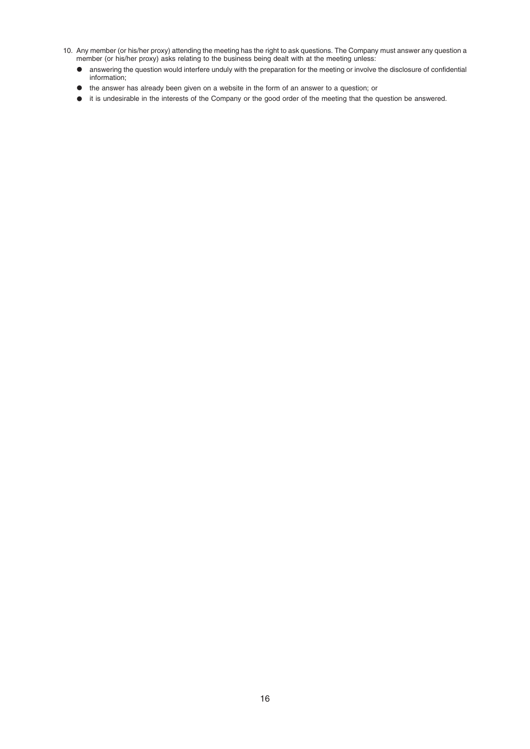10. Any member (or his/her proxy) attending the meeting has the right to ask questions. The Company must answer any question a member (or his/her proxy) asks relating to the business being dealt with at the meeting unless:
    - answering the question would interfere unduly with the preparation for the meeting or involve the disclosure of confidential information;
    - the answer has already been given on a website in the form of an answer to a question; or
    - it is undesirable in the interests of the Company or the good order of the meeting that the question be answered.